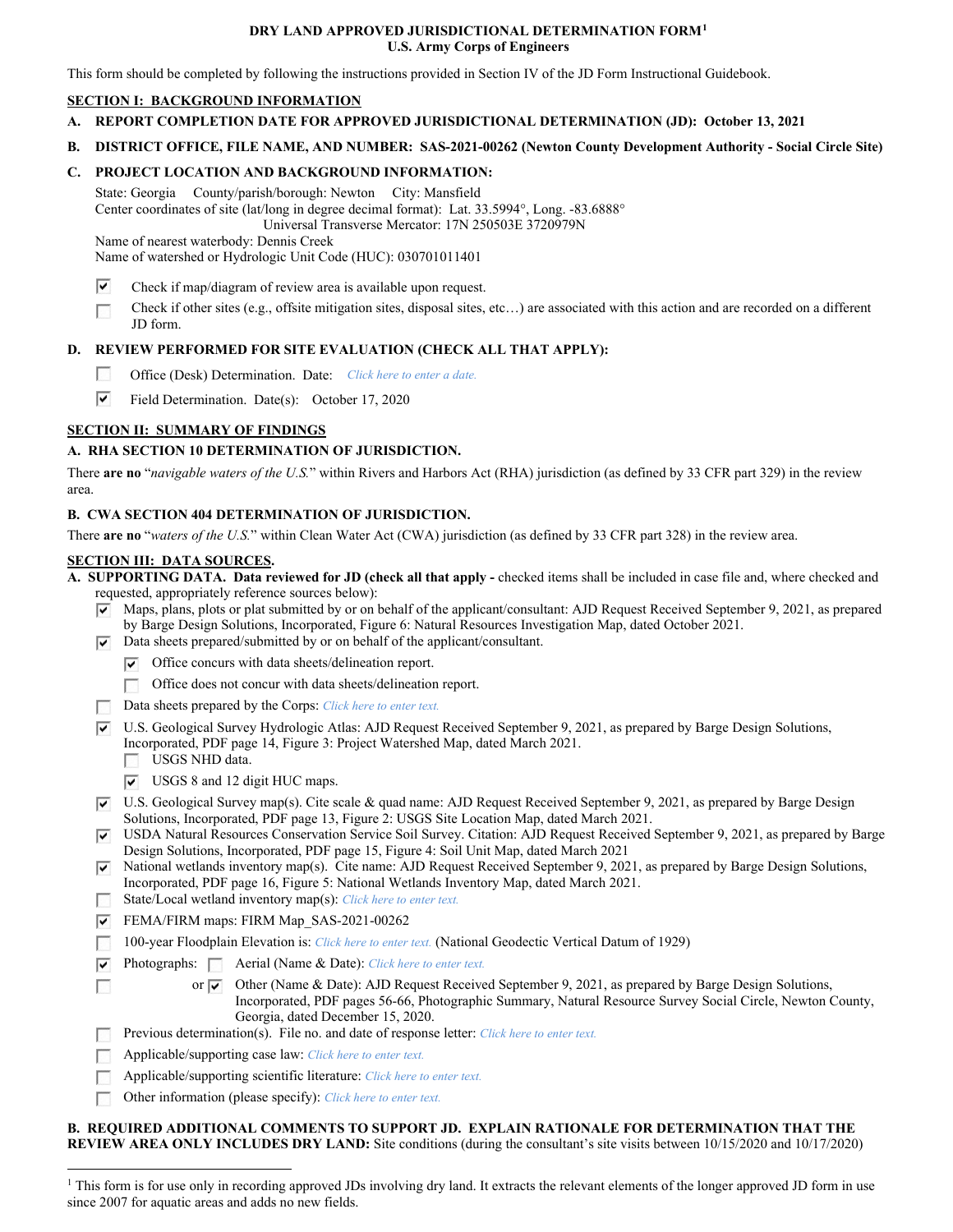**DRY LAND APPROVED JURISDICTIONAL DETERMINATION FORM**[1]
**U.S. Army Corps of Engineers**

This form should be completed by following the instructions provided in Section IV of the JD Form Instructional Guidebook.

## SECTION I: BACKGROUND INFORMATION

**A. REPORT COMPLETION DATE FOR APPROVED JURISDICTIONAL DETERMINATION (JD): October 13, 2021**

**B. DISTRICT OFFICE, FILE NAME, AND NUMBER: SAS-2021-00262 (Newton County Development Authority - Social Circle Site)**

**C. PROJECT LOCATION AND BACKGROUND INFORMATION:**

State: Georgia County/parish/borough: Newton City: Mansfield
Center coordinates of site (lat/long in degree decimal format): Lat. 33.5994°, Long. -83.6888°
Universal Transverse Mercator: 17N 250503E 3720979N
Name of nearest waterbody: Dennis Creek
Name of watershed or Hydrologic Unit Code (HUC): 030701011401

- [x] Check if map/diagram of review area is available upon request.
- [ ] Check if other sites (e.g., offsite mitigation sites, disposal sites, etc…) are associated with this action and are recorded on a different JD form.

**D. REVIEW PERFORMED FOR SITE EVALUATION (CHECK ALL THAT APPLY):**

- [ ] Office (Desk) Determination. Date: *Click here to enter a date.*
- [x] Field Determination. Date(s): October 17, 2020

## SECTION II: SUMMARY OF FINDINGS

**A. RHA SECTION 10 DETERMINATION OF JURISDICTION.**

There **are no** "*navigable waters of the U.S.*" within Rivers and Harbors Act (RHA) jurisdiction (as defined by 33 CFR part 329) in the review area.

**B. CWA SECTION 404 DETERMINATION OF JURISDICTION.**

There **are no** "*waters of the U.S.*" within Clean Water Act (CWA) jurisdiction (as defined by 33 CFR part 328) in the review area.

## SECTION III: DATA SOURCES.

**A. SUPPORTING DATA. Data reviewed for JD (check all that apply -** checked items shall be included in case file and, where checked and requested, appropriately reference sources below):

- [x] Maps, plans, plots or plat submitted by or on behalf of the applicant/consultant: AJD Request Received September 9, 2021, as prepared by Barge Design Solutions, Incorporated, Figure 6: Natural Resources Investigation Map, dated October 2021.
- [x] Data sheets prepared/submitted by or on behalf of the applicant/consultant.
  - [x] Office concurs with data sheets/delineation report.
  - [ ] Office does not concur with data sheets/delineation report.
- [ ] Data sheets prepared by the Corps: *Click here to enter text.*
- [x] U.S. Geological Survey Hydrologic Atlas: AJD Request Received September 9, 2021, as prepared by Barge Design Solutions, Incorporated, PDF page 14, Figure 3: Project Watershed Map, dated March 2021.
  - [ ] USGS NHD data.
  - [x] USGS 8 and 12 digit HUC maps.
- [x] U.S. Geological Survey map(s). Cite scale & quad name: AJD Request Received September 9, 2021, as prepared by Barge Design Solutions, Incorporated, PDF page 13, Figure 2: USGS Site Location Map, dated March 2021.
- [x] USDA Natural Resources Conservation Service Soil Survey. Citation: AJD Request Received September 9, 2021, as prepared by Barge Design Solutions, Incorporated, PDF page 15, Figure 4: Soil Unit Map, dated March 2021
- [x] National wetlands inventory map(s). Cite name: AJD Request Received September 9, 2021, as prepared by Barge Design Solutions, Incorporated, PDF page 16, Figure 5: National Wetlands Inventory Map, dated March 2021.
- [ ] State/Local wetland inventory map(s): *Click here to enter text.*
- [x] FEMA/FIRM maps: FIRM Map_SAS-2021-00262
- [ ] 100-year Floodplain Elevation is: *Click here to enter text.* (National Geodectic Vertical Datum of 1929)
- [x] Photographs: [ ] Aerial (Name & Date): *Click here to enter text.*
  or [x] Other (Name & Date): AJD Request Received September 9, 2021, as prepared by Barge Design Solutions, Incorporated, PDF pages 56-66, Photographic Summary, Natural Resource Survey Social Circle, Newton County, Georgia, dated December 15, 2020.
- [ ] Previous determination(s). File no. and date of response letter: *Click here to enter text.*
- [ ] Applicable/supporting case law: *Click here to enter text.*
- [ ] Applicable/supporting scientific literature: *Click here to enter text.*
- [ ] Other information (please specify): *Click here to enter text.*

**B. REQUIRED ADDITIONAL COMMENTS TO SUPPORT JD. EXPLAIN RATIONALE FOR DETERMINATION THAT THE REVIEW AREA ONLY INCLUDES DRY LAND:** Site conditions (during the consultant's site visits between 10/15/2020 and 10/17/2020)

[1] This form is for use only in recording approved JDs involving dry land. It extracts the relevant elements of the longer approved JD form in use since 2007 for aquatic areas and adds no new fields.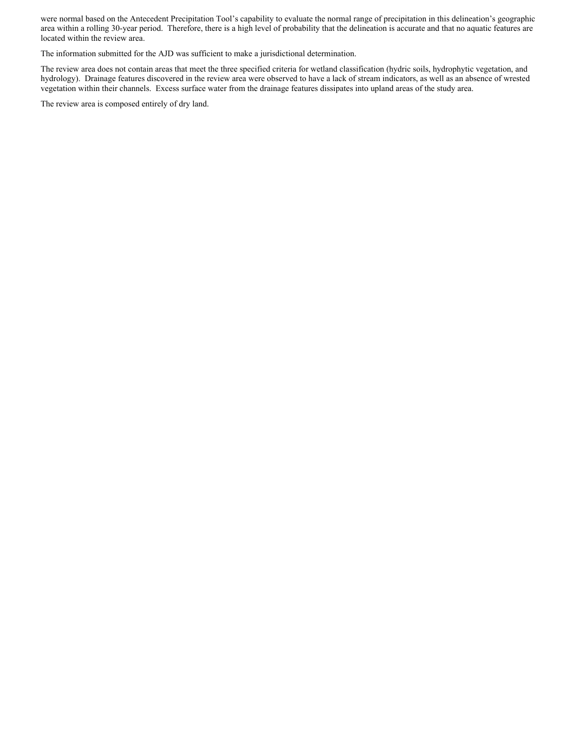were normal based on the Antecedent Precipitation Tool's capability to evaluate the normal range of precipitation in this delineation's geographic area within a rolling 30-year period. Therefore, there is a high level of probability that the delineation is accurate and that no aquatic features are located within the review area.

The information submitted for the AJD was sufficient to make a jurisdictional determination.

The review area does not contain areas that meet the three specified criteria for wetland classification (hydric soils, hydrophytic vegetation, and hydrology). Drainage features discovered in the review area were observed to have a lack of stream indicators, as well as an absence of wrested vegetation within their channels. Excess surface water from the drainage features dissipates into upland areas of the study area.

The review area is composed entirely of dry land.